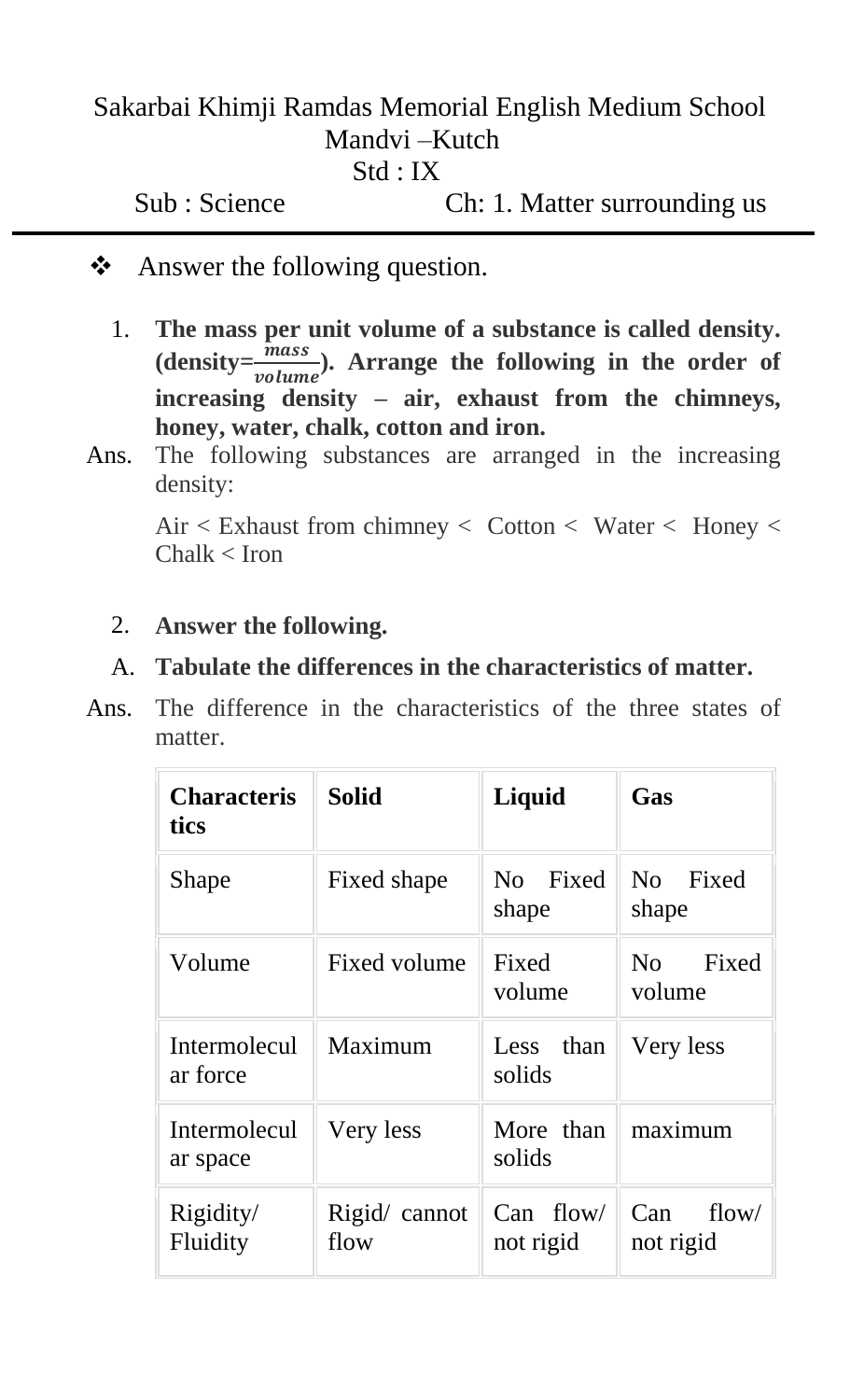Sakarbai Khimji Ramdas Memorial English Medium School
Mandvi –Kutch
Std : IX

Sub : Science Ch: 1. Matter surrounding us

---

❖ Answer the following question.

1. **The mass per unit volume of a substance is called density. (density=$\frac{mass}{volume}$). Arrange the following in the order of increasing density – air, exhaust from the chimneys, honey, water, chalk, cotton and iron.**

Ans. The following substances are arranged in the increasing density:

Air < Exhaust from chimney < Cotton < Water < Honey < Chalk < Iron

2. **Answer the following.**

A. **Tabulate the differences in the characteristics of matter.**

Ans. The difference in the characteristics of the three states of matter.

| **Characteristics** | **Solid** | **Liquid** | **Gas** |
|---|---|---|---|
| Shape | Fixed shape | No Fixed shape | No Fixed shape |
| Volume | Fixed volume | Fixed volume | No Fixed volume |
| Intermolecular force | Maximum | Less than solids | Very less |
| Intermolecular space | Very less | More than solids | maximum |
| Rigidity/ Fluidity | Rigid/ cannot flow | Can flow/ not rigid | Can flow/ not rigid |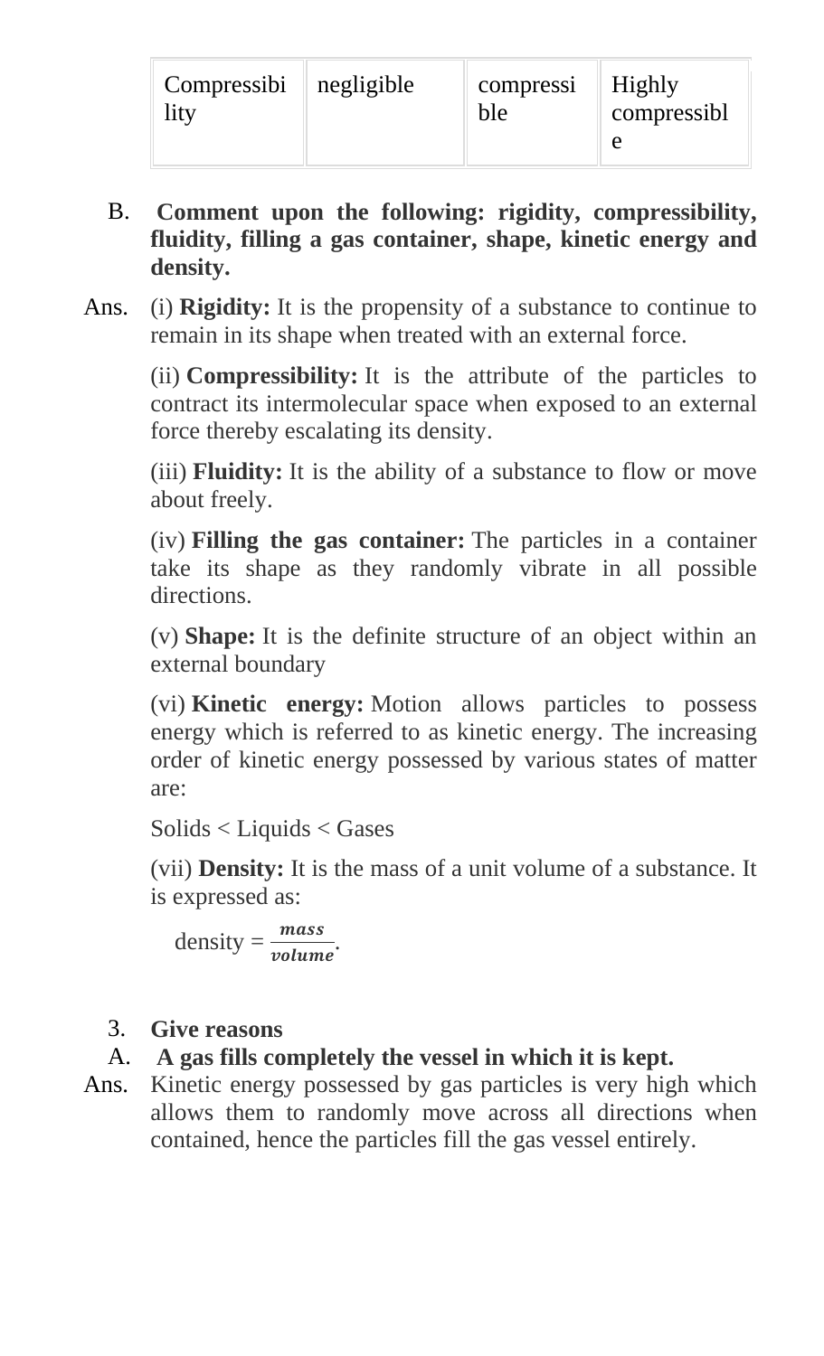| Compressibility | negligible | compressible | Highly compressible |
|---|---|---|---|

B. **Comment upon the following: rigidity, compressibility, fluidity, filling a gas container, shape, kinetic energy and density.**

Ans. (i) **Rigidity:** It is the propensity of a substance to continue to remain in its shape when treated with an external force.

(ii) **Compressibility:** It is the attribute of the particles to contract its intermolecular space when exposed to an external force thereby escalating its density.

(iii) **Fluidity:** It is the ability of a substance to flow or move about freely.

(iv) **Filling the gas container:** The particles in a container take its shape as they randomly vibrate in all possible directions.

(v) **Shape:** It is the definite structure of an object within an external boundary

(vi) **Kinetic energy:** Motion allows particles to possess energy which is referred to as kinetic energy. The increasing order of kinetic energy possessed by various states of matter are:

Solids < Liquids < Gases

(vii) **Density:** It is the mass of a unit volume of a substance. It is expressed as:

density = $\frac{mass}{volume}$.

3. **Give reasons**

A. **A gas fills completely the vessel in which it is kept.**

Ans. Kinetic energy possessed by gas particles is very high which allows them to randomly move across all directions when contained, hence the particles fill the gas vessel entirely.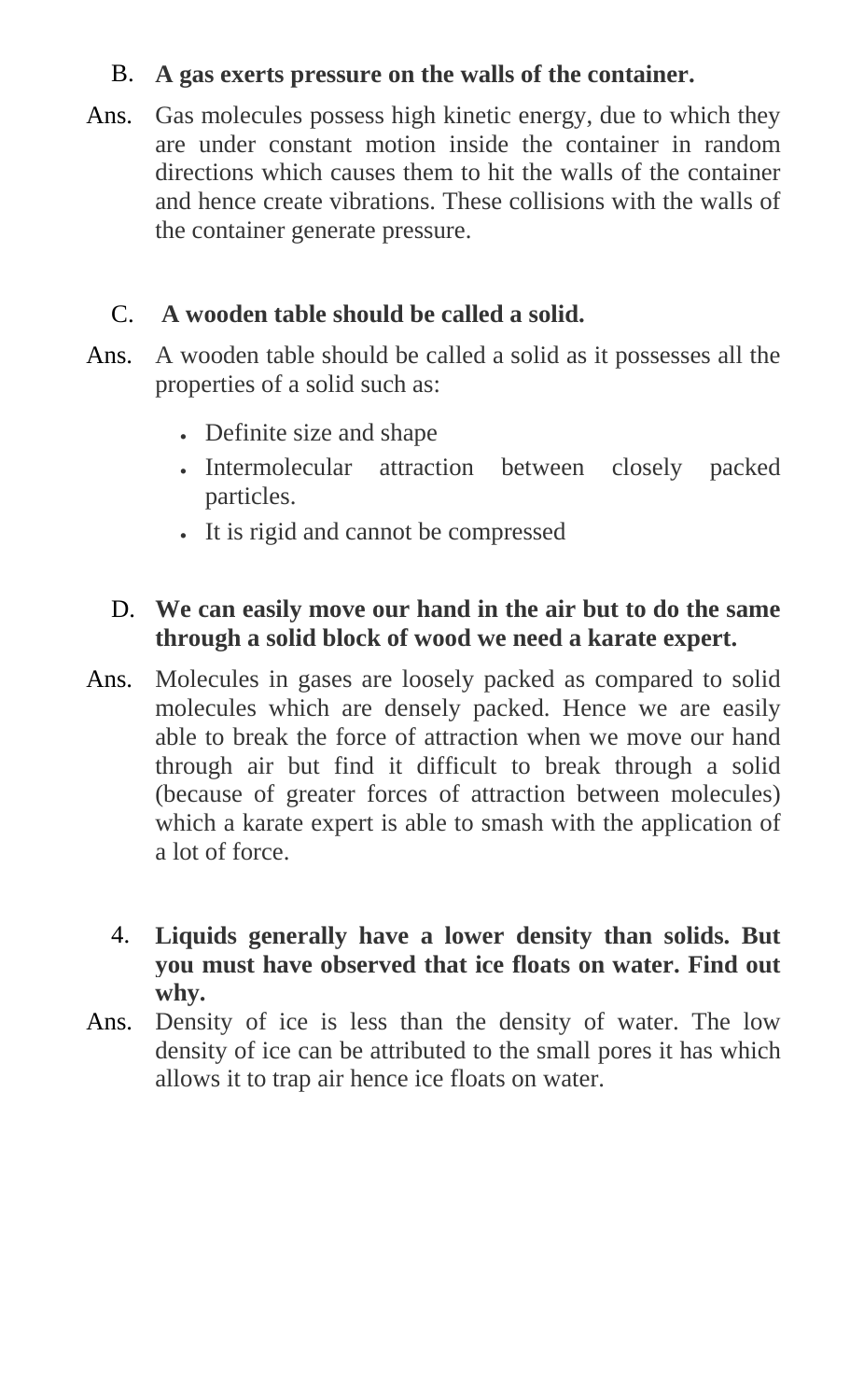B. **A gas exerts pressure on the walls of the container.**

Ans. Gas molecules possess high kinetic energy, due to which they are under constant motion inside the container in random directions which causes them to hit the walls of the container and hence create vibrations. These collisions with the walls of the container generate pressure.

C. **A wooden table should be called a solid.**

Ans. A wooden table should be called a solid as it possesses all the properties of a solid such as:

- Definite size and shape
- Intermolecular attraction between closely packed particles.
- It is rigid and cannot be compressed

D. **We can easily move our hand in the air but to do the same through a solid block of wood we need a karate expert.**

Ans. Molecules in gases are loosely packed as compared to solid molecules which are densely packed. Hence we are easily able to break the force of attraction when we move our hand through air but find it difficult to break through a solid (because of greater forces of attraction between molecules) which a karate expert is able to smash with the application of a lot of force.

4. **Liquids generally have a lower density than solids. But you must have observed that ice floats on water. Find out why.**

Ans. Density of ice is less than the density of water. The low density of ice can be attributed to the small pores it has which allows it to trap air hence ice floats on water.